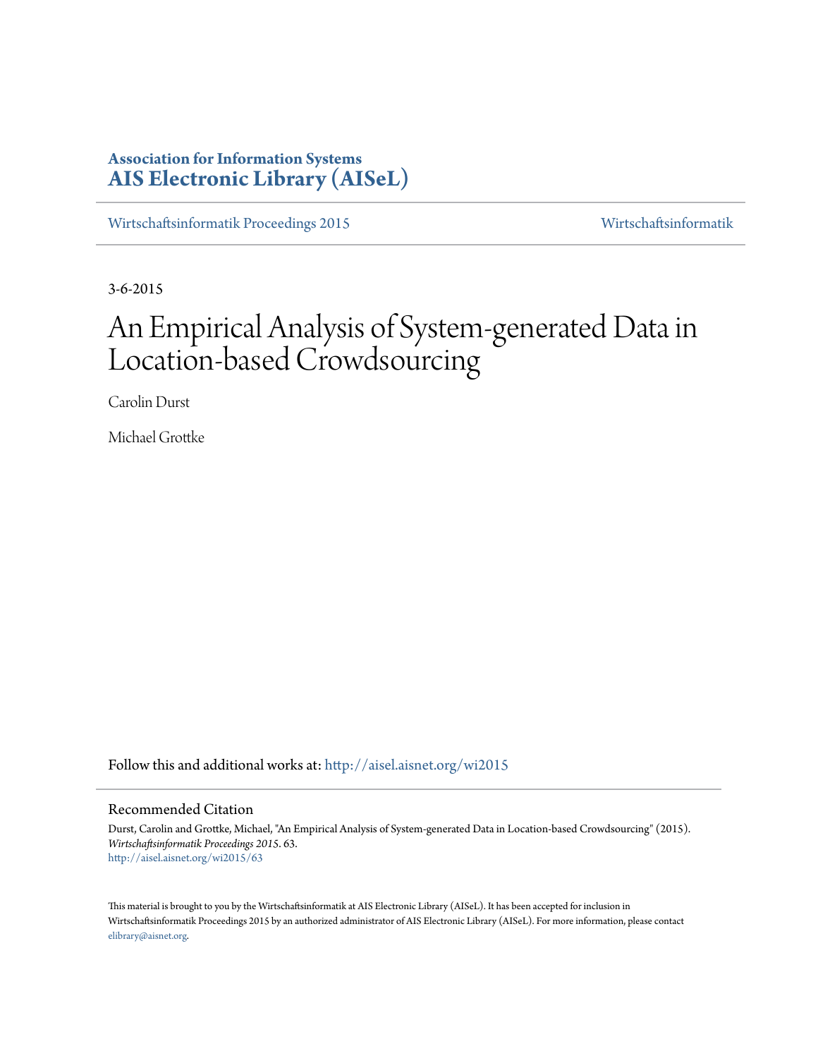**Association for Information Systems**
**AIS Electronic Library (AISeL)**

Wirtschaftsinformatik Proceedings 2015 | Wirtschaftsinformatik

3-6-2015

# An Empirical Analysis of System-generated Data in Location-based Crowdsourcing

Carolin Durst

Michael Grottke

Follow this and additional works at: http://aisel.aisnet.org/wi2015

## Recommended Citation

Durst, Carolin and Grottke, Michael, "An Empirical Analysis of System-generated Data in Location-based Crowdsourcing" (2015). *Wirtschaftsinformatik Proceedings 2015*. 63.
http://aisel.aisnet.org/wi2015/63

This material is brought to you by the Wirtschaftsinformatik at AIS Electronic Library (AISeL). It has been accepted for inclusion in Wirtschaftsinformatik Proceedings 2015 by an authorized administrator of AIS Electronic Library (AISeL). For more information, please contact elibrary@aisnet.org.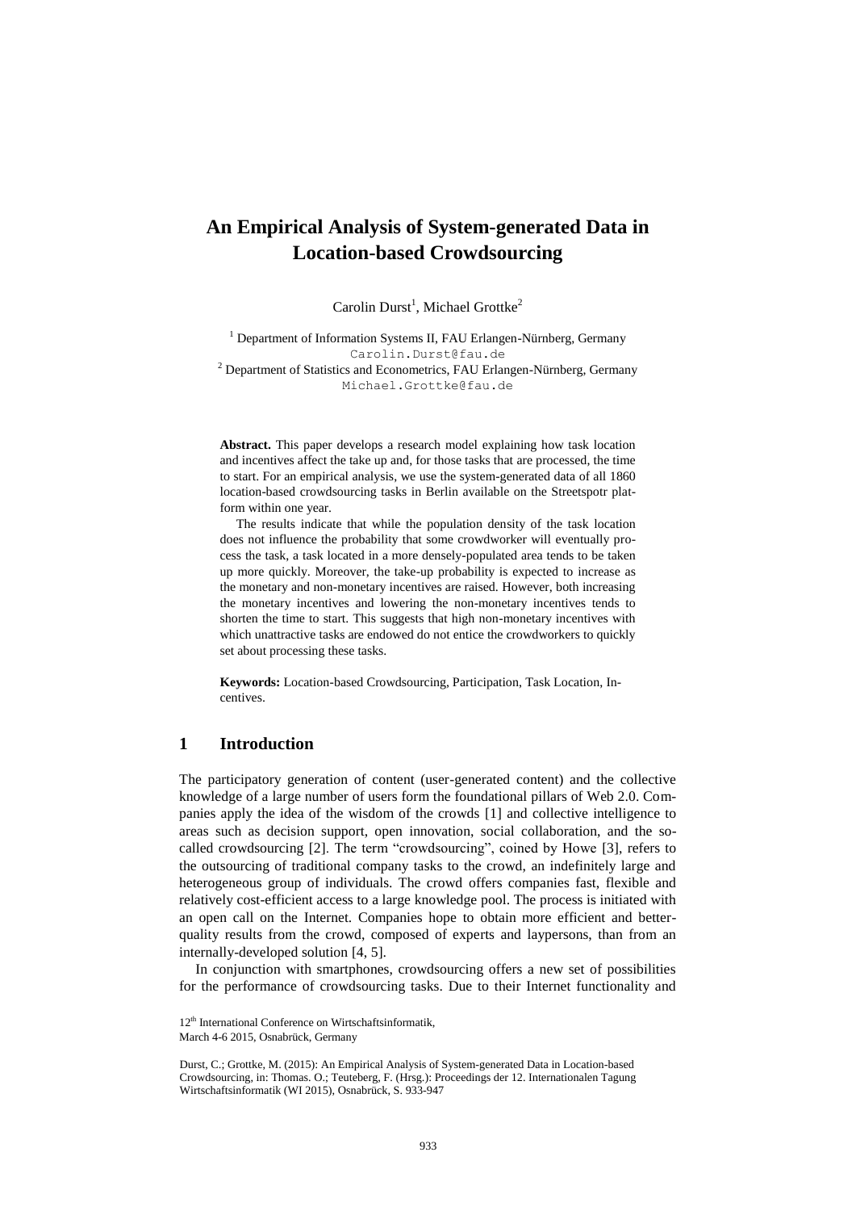# An Empirical Analysis of System-generated Data in Location-based Crowdsourcing

Carolin Durst[1], Michael Grottke[2]

[1] Department of Information Systems II, FAU Erlangen-Nürnberg, Germany
Carolin.Durst@fau.de

[2] Department of Statistics and Econometrics, FAU Erlangen-Nürnberg, Germany
Michael.Grottke@fau.de

**Abstract.** This paper develops a research model explaining how task location and incentives affect the take up and, for those tasks that are processed, the time to start. For an empirical analysis, we use the system-generated data of all 1860 location-based crowdsourcing tasks in Berlin available on the Streetspotr platform within one year.

The results indicate that while the population density of the task location does not influence the probability that some crowdworker will eventually process the task, a task located in a more densely-populated area tends to be taken up more quickly. Moreover, the take-up probability is expected to increase as the monetary and non-monetary incentives are raised. However, both increasing the monetary incentives and lowering the non-monetary incentives tends to shorten the time to start. This suggests that high non-monetary incentives with which unattractive tasks are endowed do not entice the crowdworkers to quickly set about processing these tasks.

**Keywords:** Location-based Crowdsourcing, Participation, Task Location, Incentives.

## 1 Introduction

The participatory generation of content (user-generated content) and the collective knowledge of a large number of users form the foundational pillars of Web 2.0. Companies apply the idea of the wisdom of the crowds [1] and collective intelligence to areas such as decision support, open innovation, social collaboration, and the so-called crowdsourcing [2]. The term "crowdsourcing", coined by Howe [3], refers to the outsourcing of traditional company tasks to the crowd, an indefinitely large and heterogeneous group of individuals. The crowd offers companies fast, flexible and relatively cost-efficient access to a large knowledge pool. The process is initiated with an open call on the Internet. Companies hope to obtain more efficient and better-quality results from the crowd, composed of experts and laypersons, than from an internally-developed solution [4, 5].

In conjunction with smartphones, crowdsourcing offers a new set of possibilities for the performance of crowdsourcing tasks. Due to their Internet functionality and

12th International Conference on Wirtschaftsinformatik,
March 4-6 2015, Osnabrück, Germany

Durst, C.; Grottke, M. (2015): An Empirical Analysis of System-generated Data in Location-based Crowdsourcing, in: Thomas. O.; Teuteberg, F. (Hrsg.): Proceedings der 12. Internationalen Tagung Wirtschaftsinformatik (WI 2015), Osnabrück, S. 933-947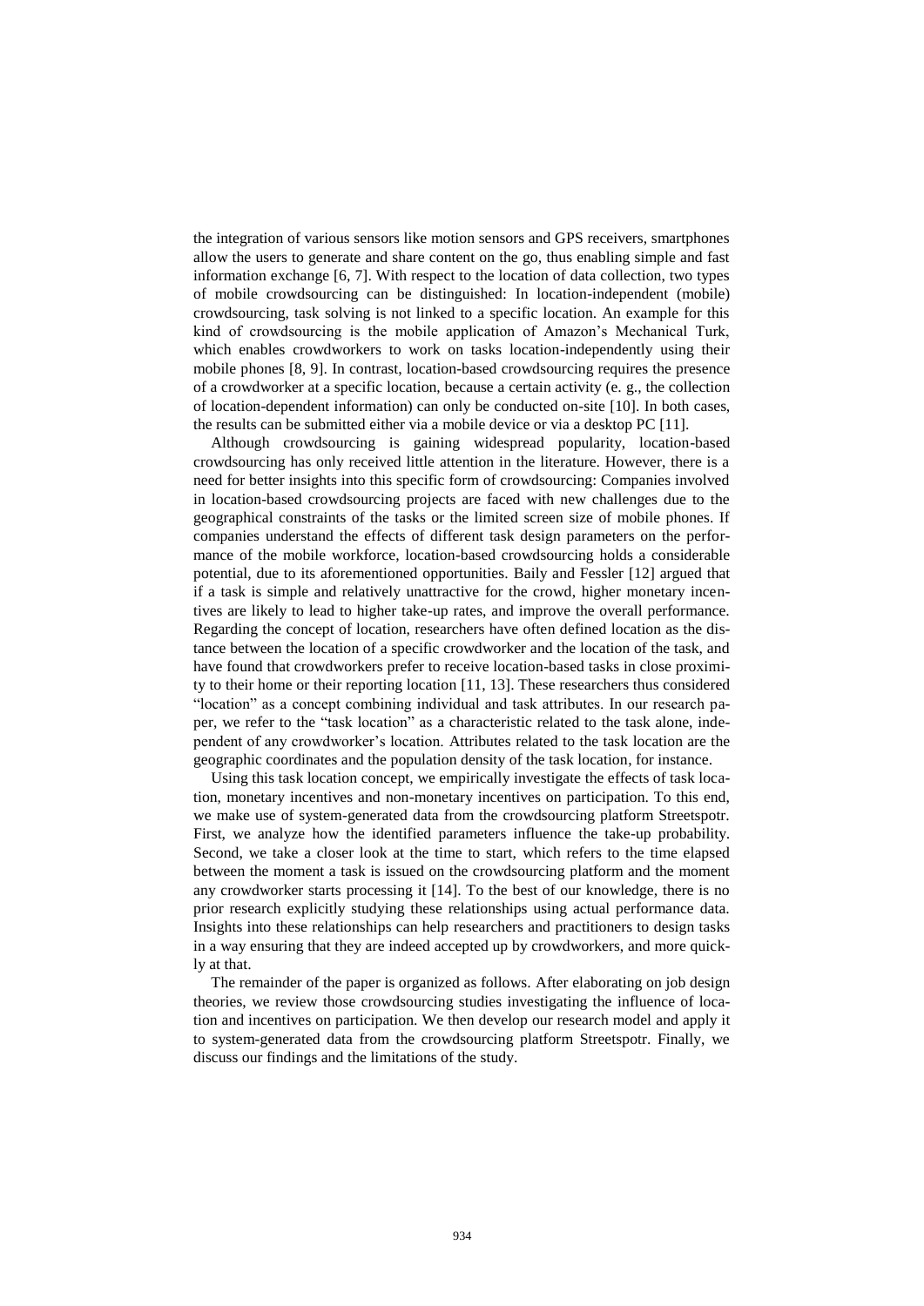the integration of various sensors like motion sensors and GPS receivers, smartphones allow the users to generate and share content on the go, thus enabling simple and fast information exchange [6, 7]. With respect to the location of data collection, two types of mobile crowdsourcing can be distinguished: In location-independent (mobile) crowdsourcing, task solving is not linked to a specific location. An example for this kind of crowdsourcing is the mobile application of Amazon's Mechanical Turk, which enables crowdworkers to work on tasks location-independently using their mobile phones [8, 9]. In contrast, location-based crowdsourcing requires the presence of a crowdworker at a specific location, because a certain activity (e. g., the collection of location-dependent information) can only be conducted on-site [10]. In both cases, the results can be submitted either via a mobile device or via a desktop PC [11].

Although crowdsourcing is gaining widespread popularity, location-based crowdsourcing has only received little attention in the literature. However, there is a need for better insights into this specific form of crowdsourcing: Companies involved in location-based crowdsourcing projects are faced with new challenges due to the geographical constraints of the tasks or the limited screen size of mobile phones. If companies understand the effects of different task design parameters on the performance of the mobile workforce, location-based crowdsourcing holds a considerable potential, due to its aforementioned opportunities. Baily and Fessler [12] argued that if a task is simple and relatively unattractive for the crowd, higher monetary incentives are likely to lead to higher take-up rates, and improve the overall performance. Regarding the concept of location, researchers have often defined location as the distance between the location of a specific crowdworker and the location of the task, and have found that crowdworkers prefer to receive location-based tasks in close proximity to their home or their reporting location [11, 13]. These researchers thus considered "location" as a concept combining individual and task attributes. In our research paper, we refer to the "task location" as a characteristic related to the task alone, independent of any crowdworker's location. Attributes related to the task location are the geographic coordinates and the population density of the task location, for instance.

Using this task location concept, we empirically investigate the effects of task location, monetary incentives and non-monetary incentives on participation. To this end, we make use of system-generated data from the crowdsourcing platform Streetspotr. First, we analyze how the identified parameters influence the take-up probability. Second, we take a closer look at the time to start, which refers to the time elapsed between the moment a task is issued on the crowdsourcing platform and the moment any crowdworker starts processing it [14]. To the best of our knowledge, there is no prior research explicitly studying these relationships using actual performance data. Insights into these relationships can help researchers and practitioners to design tasks in a way ensuring that they are indeed accepted up by crowdworkers, and more quickly at that.

The remainder of the paper is organized as follows. After elaborating on job design theories, we review those crowdsourcing studies investigating the influence of location and incentives on participation. We then develop our research model and apply it to system-generated data from the crowdsourcing platform Streetspotr. Finally, we discuss our findings and the limitations of the study.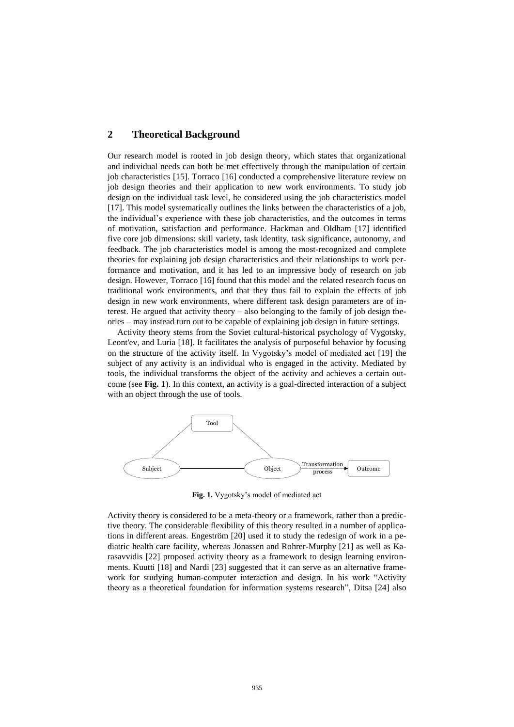## 2 Theoretical Background

Our research model is rooted in job design theory, which states that organizational and individual needs can both be met effectively through the manipulation of certain job characteristics [15]. Torraco [16] conducted a comprehensive literature review on job design theories and their application to new work environments. To study job design on the individual task level, he considered using the job characteristics model [17]. This model systematically outlines the links between the characteristics of a job, the individual's experience with these job characteristics, and the outcomes in terms of motivation, satisfaction and performance. Hackman and Oldham [17] identified five core job dimensions: skill variety, task identity, task significance, autonomy, and feedback. The job characteristics model is among the most-recognized and complete theories for explaining job design characteristics and their relationships to work performance and motivation, and it has led to an impressive body of research on job design. However, Torraco [16] found that this model and the related research focus on traditional work environments, and that they thus fail to explain the effects of job design in new work environments, where different task design parameters are of interest. He argued that activity theory – also belonging to the family of job design theories – may instead turn out to be capable of explaining job design in future settings.

Activity theory stems from the Soviet cultural-historical psychology of Vygotsky, Leont'ev, and Luria [18]. It facilitates the analysis of purposeful behavior by focusing on the structure of the activity itself. In Vygotsky's model of mediated act [19] the subject of any activity is an individual who is engaged in the activity. Mediated by tools, the individual transforms the object of the activity and achieves a certain outcome (see **Fig. 1**). In this context, an activity is a goal-directed interaction of a subject with an object through the use of tools.

Tool

Subject — Object —Transformation process→ Outcome

**Fig. 1.** Vygotsky's model of mediated act

Activity theory is considered to be a meta-theory or a framework, rather than a predictive theory. The considerable flexibility of this theory resulted in a number of applications in different areas. Engeström [20] used it to study the redesign of work in a pediatric health care facility, whereas Jonassen and Rohrer-Murphy [21] as well as Karasavvidis [22] proposed activity theory as a framework to design learning environments. Kuutti [18] and Nardi [23] suggested that it can serve as an alternative framework for studying human-computer interaction and design. In his work "Activity theory as a theoretical foundation for information systems research", Ditsa [24] also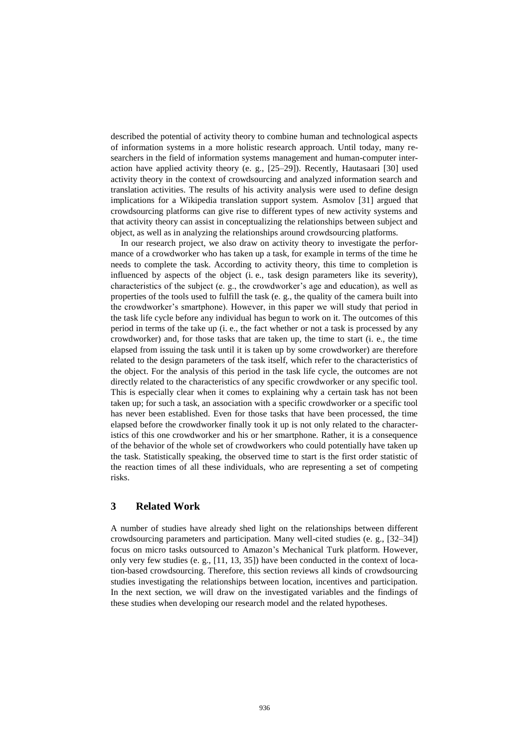described the potential of activity theory to combine human and technological aspects of information systems in a more holistic research approach. Until today, many researchers in the field of information systems management and human-computer interaction have applied activity theory (e. g., [25–29]). Recently, Hautasaari [30] used activity theory in the context of crowdsourcing and analyzed information search and translation activities. The results of his activity analysis were used to define design implications for a Wikipedia translation support system. Asmolov [31] argued that crowdsourcing platforms can give rise to different types of new activity systems and that activity theory can assist in conceptualizing the relationships between subject and object, as well as in analyzing the relationships around crowdsourcing platforms.

In our research project, we also draw on activity theory to investigate the performance of a crowdworker who has taken up a task, for example in terms of the time he needs to complete the task. According to activity theory, this time to completion is influenced by aspects of the object (i. e., task design parameters like its severity), characteristics of the subject (e. g., the crowdworker's age and education), as well as properties of the tools used to fulfill the task (e. g., the quality of the camera built into the crowdworker's smartphone). However, in this paper we will study that period in the task life cycle before any individual has begun to work on it. The outcomes of this period in terms of the take up (i. e., the fact whether or not a task is processed by any crowdworker) and, for those tasks that are taken up, the time to start (i. e., the time elapsed from issuing the task until it is taken up by some crowdworker) are therefore related to the design parameters of the task itself, which refer to the characteristics of the object. For the analysis of this period in the task life cycle, the outcomes are not directly related to the characteristics of any specific crowdworker or any specific tool. This is especially clear when it comes to explaining why a certain task has not been taken up; for such a task, an association with a specific crowdworker or a specific tool has never been established. Even for those tasks that have been processed, the time elapsed before the crowdworker finally took it up is not only related to the characteristics of this one crowdworker and his or her smartphone. Rather, it is a consequence of the behavior of the whole set of crowdworkers who could potentially have taken up the task. Statistically speaking, the observed time to start is the first order statistic of the reaction times of all these individuals, who are representing a set of competing risks.

## 3 Related Work

A number of studies have already shed light on the relationships between different crowdsourcing parameters and participation. Many well-cited studies (e. g., [32–34]) focus on micro tasks outsourced to Amazon's Mechanical Turk platform. However, only very few studies (e. g., [11, 13, 35]) have been conducted in the context of location-based crowdsourcing. Therefore, this section reviews all kinds of crowdsourcing studies investigating the relationships between location, incentives and participation. In the next section, we will draw on the investigated variables and the findings of these studies when developing our research model and the related hypotheses.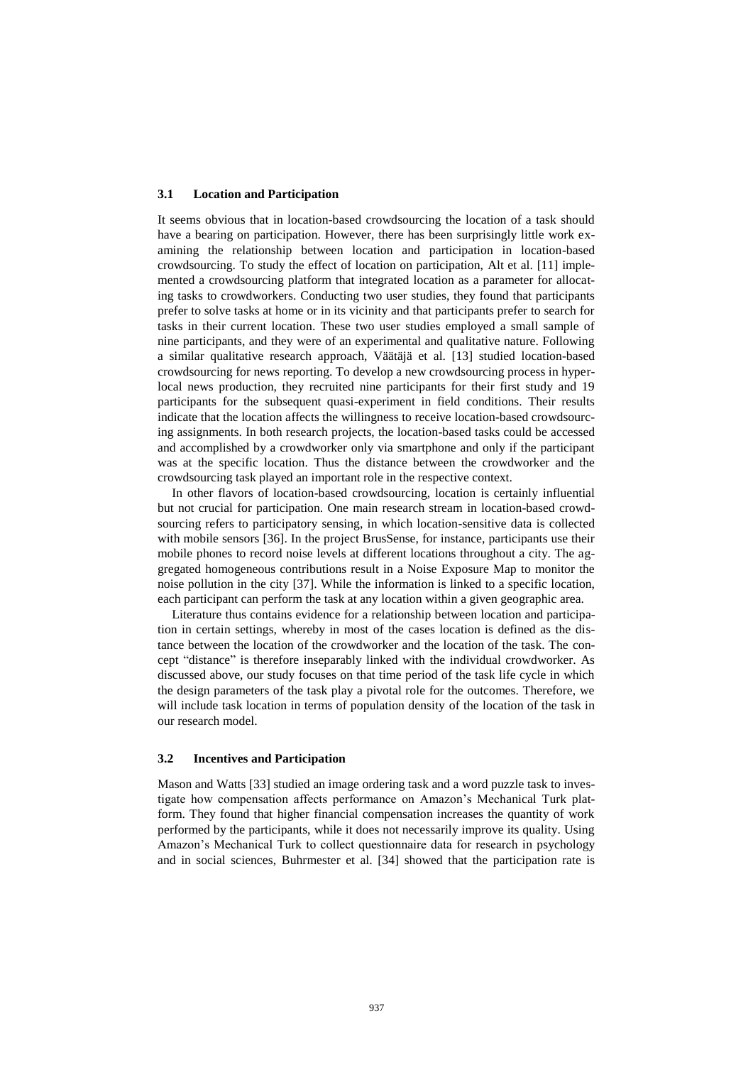### 3.1 Location and Participation

It seems obvious that in location-based crowdsourcing the location of a task should have a bearing on participation. However, there has been surprisingly little work examining the relationship between location and participation in location-based crowdsourcing. To study the effect of location on participation, Alt et al. [11] implemented a crowdsourcing platform that integrated location as a parameter for allocating tasks to crowdworkers. Conducting two user studies, they found that participants prefer to solve tasks at home or in its vicinity and that participants prefer to search for tasks in their current location. These two user studies employed a small sample of nine participants, and they were of an experimental and qualitative nature. Following a similar qualitative research approach, Väätäjä et al. [13] studied location-based crowdsourcing for news reporting. To develop a new crowdsourcing process in hyperlocal news production, they recruited nine participants for their first study and 19 participants for the subsequent quasi-experiment in field conditions. Their results indicate that the location affects the willingness to receive location-based crowdsourcing assignments. In both research projects, the location-based tasks could be accessed and accomplished by a crowdworker only via smartphone and only if the participant was at the specific location. Thus the distance between the crowdworker and the crowdsourcing task played an important role in the respective context.

In other flavors of location-based crowdsourcing, location is certainly influential but not crucial for participation. One main research stream in location-based crowdsourcing refers to participatory sensing, in which location-sensitive data is collected with mobile sensors [36]. In the project BrusSense, for instance, participants use their mobile phones to record noise levels at different locations throughout a city. The aggregated homogeneous contributions result in a Noise Exposure Map to monitor the noise pollution in the city [37]. While the information is linked to a specific location, each participant can perform the task at any location within a given geographic area.

Literature thus contains evidence for a relationship between location and participation in certain settings, whereby in most of the cases location is defined as the distance between the location of the crowdworker and the location of the task. The concept "distance" is therefore inseparably linked with the individual crowdworker. As discussed above, our study focuses on that time period of the task life cycle in which the design parameters of the task play a pivotal role for the outcomes. Therefore, we will include task location in terms of population density of the location of the task in our research model.

### 3.2 Incentives and Participation

Mason and Watts [33] studied an image ordering task and a word puzzle task to investigate how compensation affects performance on Amazon's Mechanical Turk platform. They found that higher financial compensation increases the quantity of work performed by the participants, while it does not necessarily improve its quality. Using Amazon's Mechanical Turk to collect questionnaire data for research in psychology and in social sciences, Buhrmester et al. [34] showed that the participation rate is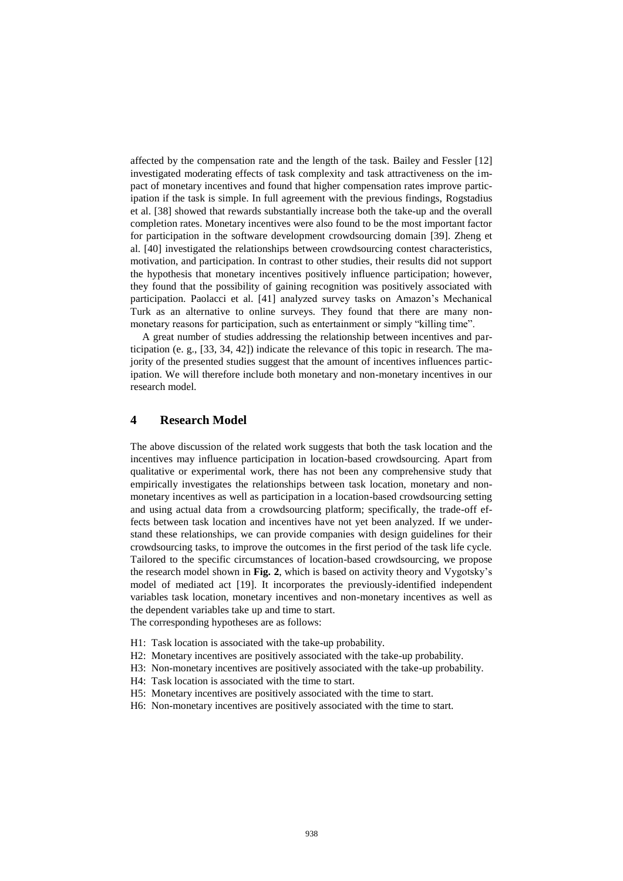affected by the compensation rate and the length of the task. Bailey and Fessler [12] investigated moderating effects of task complexity and task attractiveness on the impact of monetary incentives and found that higher compensation rates improve participation if the task is simple. In full agreement with the previous findings, Rogstadius et al. [38] showed that rewards substantially increase both the take-up and the overall completion rates. Monetary incentives were also found to be the most important factor for participation in the software development crowdsourcing domain [39]. Zheng et al. [40] investigated the relationships between crowdsourcing contest characteristics, motivation, and participation. In contrast to other studies, their results did not support the hypothesis that monetary incentives positively influence participation; however, they found that the possibility of gaining recognition was positively associated with participation. Paolacci et al. [41] analyzed survey tasks on Amazon's Mechanical Turk as an alternative to online surveys. They found that there are many non-monetary reasons for participation, such as entertainment or simply "killing time".

A great number of studies addressing the relationship between incentives and participation (e. g., [33, 34, 42]) indicate the relevance of this topic in research. The majority of the presented studies suggest that the amount of incentives influences participation. We will therefore include both monetary and non-monetary incentives in our research model.

## 4 Research Model

The above discussion of the related work suggests that both the task location and the incentives may influence participation in location-based crowdsourcing. Apart from qualitative or experimental work, there has not been any comprehensive study that empirically investigates the relationships between task location, monetary and non-monetary incentives as well as participation in a location-based crowdsourcing setting and using actual data from a crowdsourcing platform; specifically, the trade-off effects between task location and incentives have not yet been analyzed. If we understand these relationships, we can provide companies with design guidelines for their crowdsourcing tasks, to improve the outcomes in the first period of the task life cycle. Tailored to the specific circumstances of location-based crowdsourcing, we propose the research model shown in **Fig. 2**, which is based on activity theory and Vygotsky's model of mediated act [19]. It incorporates the previously-identified independent variables task location, monetary incentives and non-monetary incentives as well as the dependent variables take up and time to start.

The corresponding hypotheses are as follows:

- H1: Task location is associated with the take-up probability.
- H2: Monetary incentives are positively associated with the take-up probability.
- H3: Non-monetary incentives are positively associated with the take-up probability.
- H4: Task location is associated with the time to start.
- H5: Monetary incentives are positively associated with the time to start.
- H6: Non-monetary incentives are positively associated with the time to start.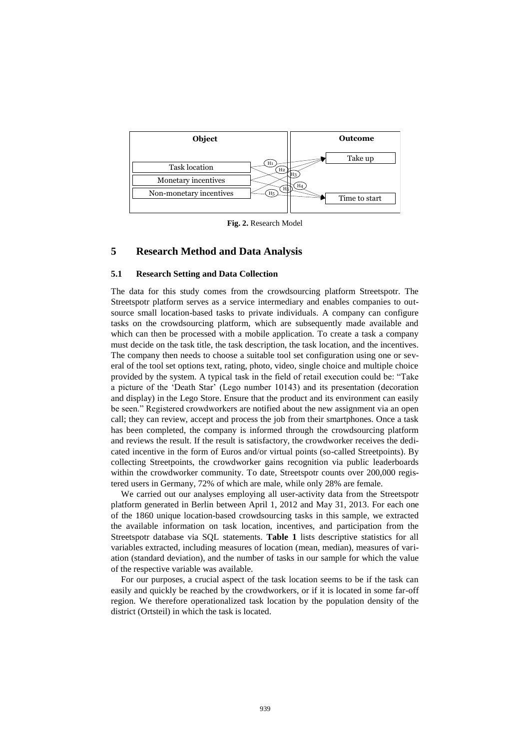| Object | Outcome |
|---|---|
| Task location | Take up |
| Monetary incentives | |
| Non-monetary incentives | Time to start |

H1, H2, H3, H4, H5

**Fig. 2.** Research Model

## 5 Research Method and Data Analysis

### 5.1 Research Setting and Data Collection

The data for this study comes from the crowdsourcing platform Streetspotr. The Streetspotr platform serves as a service intermediary and enables companies to outsource small location-based tasks to private individuals. A company can configure tasks on the crowdsourcing platform, which are subsequently made available and which can then be processed with a mobile application. To create a task a company must decide on the task title, the task description, the task location, and the incentives. The company then needs to choose a suitable tool set configuration using one or several of the tool set options text, rating, photo, video, single choice and multiple choice provided by the system. A typical task in the field of retail execution could be: "Take a picture of the 'Death Star' (Lego number 10143) and its presentation (decoration and display) in the Lego Store. Ensure that the product and its environment can easily be seen." Registered crowdworkers are notified about the new assignment via an open call; they can review, accept and process the job from their smartphones. Once a task has been completed, the company is informed through the crowdsourcing platform and reviews the result. If the result is satisfactory, the crowdworker receives the dedicated incentive in the form of Euros and/or virtual points (so-called Streetpoints). By collecting Streetpoints, the crowdworker gains recognition via public leaderboards within the crowdworker community. To date, Streetspotr counts over 200,000 registered users in Germany, 72% of which are male, while only 28% are female.

We carried out our analyses employing all user-activity data from the Streetspotr platform generated in Berlin between April 1, 2012 and May 31, 2013. For each one of the 1860 unique location-based crowdsourcing tasks in this sample, we extracted the available information on task location, incentives, and participation from the Streetspotr database via SQL statements. **Table 1** lists descriptive statistics for all variables extracted, including measures of location (mean, median), measures of variation (standard deviation), and the number of tasks in our sample for which the value of the respective variable was available.

For our purposes, a crucial aspect of the task location seems to be if the task can easily and quickly be reached by the crowdworkers, or if it is located in some far-off region. We therefore operationalized task location by the population density of the district (Ortsteil) in which the task is located.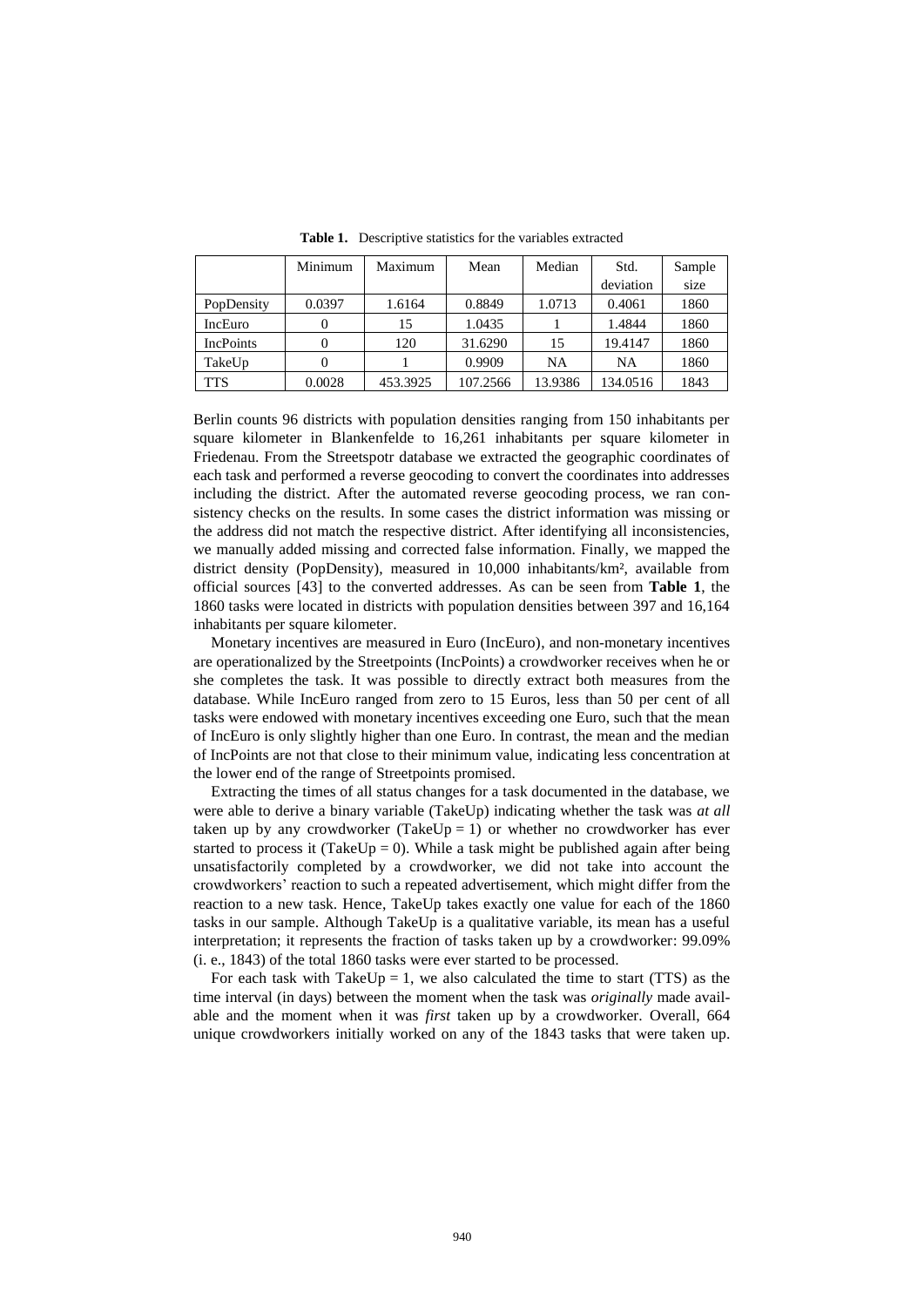**Table 1.** Descriptive statistics for the variables extracted

| | Minimum | Maximum | Mean | Median | Std. deviation | Sample size |
|---|---|---|---|---|---|---|
| PopDensity | 0.0397 | 1.6164 | 0.8849 | 1.0713 | 0.4061 | 1860 |
| IncEuro | 0 | 15 | 1.0435 | 1 | 1.4844 | 1860 |
| IncPoints | 0 | 120 | 31.6290 | 15 | 19.4147 | 1860 |
| TakeUp | 0 | 1 | 0.9909 | NA | NA | 1860 |
| TTS | 0.0028 | 453.3925 | 107.2566 | 13.9386 | 134.0516 | 1843 |

Berlin counts 96 districts with population densities ranging from 150 inhabitants per square kilometer in Blankenfelde to 16,261 inhabitants per square kilometer in Friedenau. From the Streetspotr database we extracted the geographic coordinates of each task and performed a reverse geocoding to convert the coordinates into addresses including the district. After the automated reverse geocoding process, we ran consistency checks on the results. In some cases the district information was missing or the address did not match the respective district. After identifying all inconsistencies, we manually added missing and corrected false information. Finally, we mapped the district density (PopDensity), measured in 10,000 inhabitants/km², available from official sources [43] to the converted addresses. As can be seen from **Table 1**, the 1860 tasks were located in districts with population densities between 397 and 16,164 inhabitants per square kilometer.

Monetary incentives are measured in Euro (IncEuro), and non-monetary incentives are operationalized by the Streetpoints (IncPoints) a crowdworker receives when he or she completes the task. It was possible to directly extract both measures from the database. While IncEuro ranged from zero to 15 Euros, less than 50 per cent of all tasks were endowed with monetary incentives exceeding one Euro, such that the mean of IncEuro is only slightly higher than one Euro. In contrast, the mean and the median of IncPoints are not that close to their minimum value, indicating less concentration at the lower end of the range of Streetpoints promised.

Extracting the times of all status changes for a task documented in the database, we were able to derive a binary variable (TakeUp) indicating whether the task was *at all* taken up by any crowdworker (TakeUp = 1) or whether no crowdworker has ever started to process it (TakeUp = 0). While a task might be published again after being unsatisfactorily completed by a crowdworker, we did not take into account the crowdworkers' reaction to such a repeated advertisement, which might differ from the reaction to a new task. Hence, TakeUp takes exactly one value for each of the 1860 tasks in our sample. Although TakeUp is a qualitative variable, its mean has a useful interpretation; it represents the fraction of tasks taken up by a crowdworker: 99.09% (i. e., 1843) of the total 1860 tasks were ever started to be processed.

For each task with TakeUp = 1, we also calculated the time to start (TTS) as the time interval (in days) between the moment when the task was *originally* made available and the moment when it was *first* taken up by a crowdworker. Overall, 664 unique crowdworkers initially worked on any of the 1843 tasks that were taken up.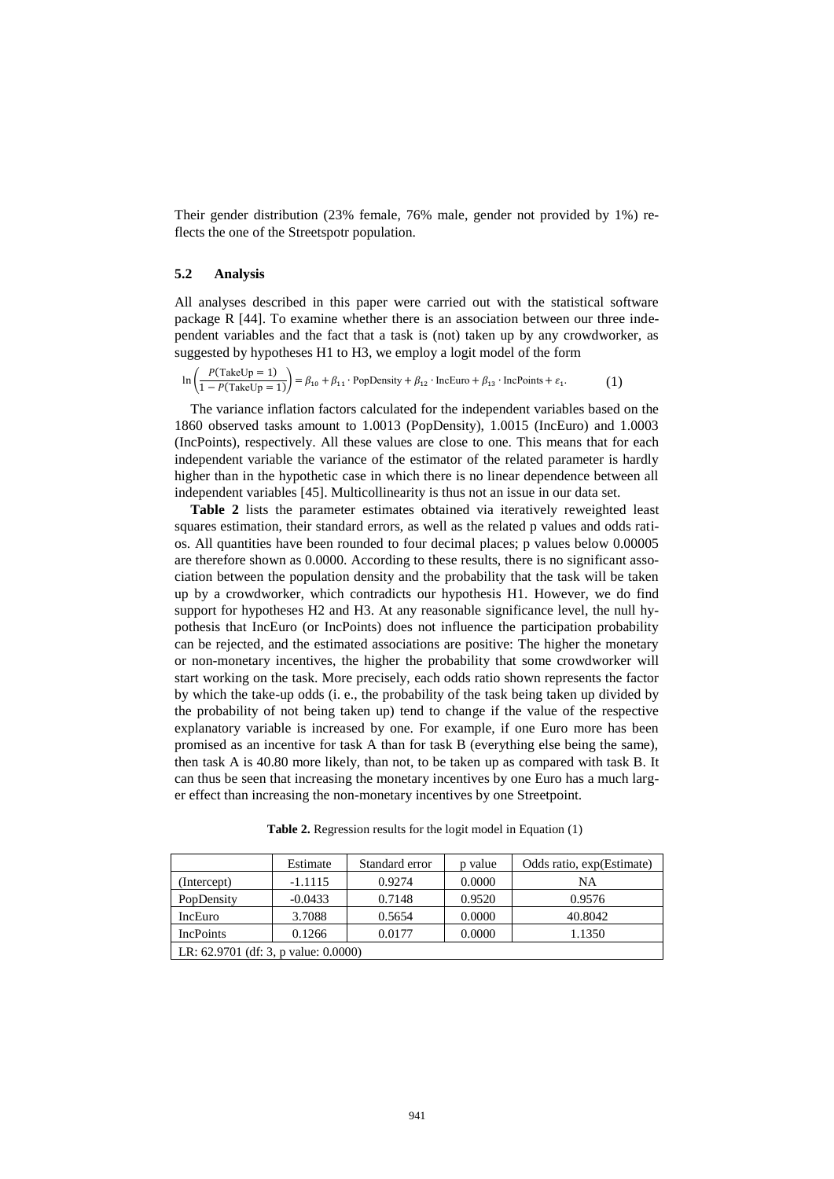Their gender distribution (23% female, 76% male, gender not provided by 1%) reflects the one of the Streetspotr population.

### 5.2 Analysis

All analyses described in this paper were carried out with the statistical software package R [44]. To examine whether there is an association between our three independent variables and the fact that a task is (not) taken up by any crowdworker, as suggested by hypotheses H1 to H3, we employ a logit model of the form

$$\ln\left(\frac{P(\text{TakeUp} = 1)}{1 - P(\text{TakeUp} = 1)}\right) = \beta_{10} + \beta_{11} \cdot \text{PopDensity} + \beta_{12} \cdot \text{IncEuro} + \beta_{13} \cdot \text{IncPoints} + \varepsilon_1. \quad (1)$$

The variance inflation factors calculated for the independent variables based on the 1860 observed tasks amount to 1.0013 (PopDensity), 1.0015 (IncEuro) and 1.0003 (IncPoints), respectively. All these values are close to one. This means that for each independent variable the variance of the estimator of the related parameter is hardly higher than in the hypothetic case in which there is no linear dependence between all independent variables [45]. Multicollinearity is thus not an issue in our data set.

**Table 2** lists the parameter estimates obtained via iteratively reweighted least squares estimation, their standard errors, as well as the related p values and odds ratios. All quantities have been rounded to four decimal places; p values below 0.00005 are therefore shown as 0.0000. According to these results, there is no significant association between the population density and the probability that the task will be taken up by a crowdworker, which contradicts our hypothesis H1. However, we do find support for hypotheses H2 and H3. At any reasonable significance level, the null hypothesis that IncEuro (or IncPoints) does not influence the participation probability can be rejected, and the estimated associations are positive: The higher the monetary or non-monetary incentives, the higher the probability that some crowdworker will start working on the task. More precisely, each odds ratio shown represents the factor by which the take-up odds (i. e., the probability of the task being taken up divided by the probability of not being taken up) tend to change if the value of the respective explanatory variable is increased by one. For example, if one Euro more has been promised as an incentive for task A than for task B (everything else being the same), then task A is 40.80 more likely, than not, to be taken up as compared with task B. It can thus be seen that increasing the monetary incentives by one Euro has a much larger effect than increasing the non-monetary incentives by one Streetpoint.

**Table 2.** Regression results for the logit model in Equation (1)

| | Estimate | Standard error | p value | Odds ratio, exp(Estimate) |
|---|---|---|---|---|
| (Intercept) | -1.1115 | 0.9274 | 0.0000 | NA |
| PopDensity | -0.0433 | 0.7148 | 0.9520 | 0.9576 |
| IncEuro | 3.7088 | 0.5654 | 0.0000 | 40.8042 |
| IncPoints | 0.1266 | 0.0177 | 0.0000 | 1.1350 |
| LR: 62.9701 (df: 3, p value: 0.0000) | | | | |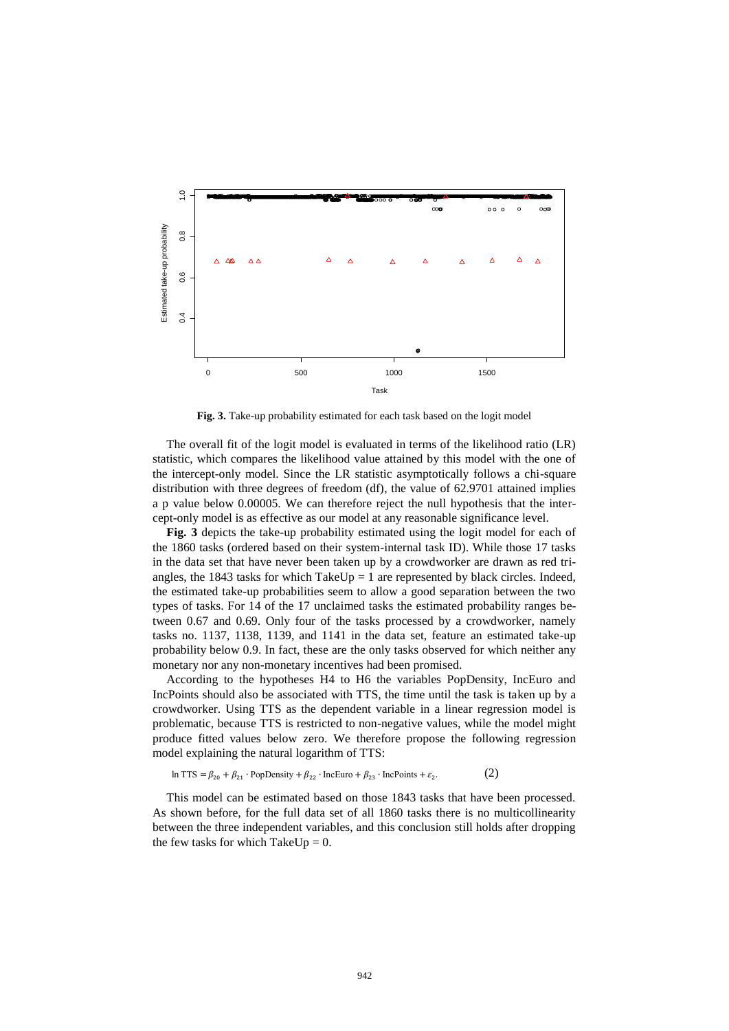**Fig. 3.** Take-up probability estimated for each task based on the logit model

The overall fit of the logit model is evaluated in terms of the likelihood ratio (LR) statistic, which compares the likelihood value attained by this model with the one of the intercept-only model. Since the LR statistic asymptotically follows a chi-square distribution with three degrees of freedom (df), the value of 62.9701 attained implies a p value below 0.00005. We can therefore reject the null hypothesis that the intercept-only model is as effective as our model at any reasonable significance level.

**Fig. 3** depicts the take-up probability estimated using the logit model for each of the 1860 tasks (ordered based on their system-internal task ID). While those 17 tasks in the data set that have never been taken up by a crowdworker are drawn as red triangles, the 1843 tasks for which TakeUp = 1 are represented by black circles. Indeed, the estimated take-up probabilities seem to allow a good separation between the two types of tasks. For 14 of the 17 unclaimed tasks the estimated probability ranges between 0.67 and 0.69. Only four of the tasks processed by a crowdworker, namely tasks no. 1137, 1138, 1139, and 1141 in the data set, feature an estimated take-up probability below 0.9. In fact, these are the only tasks observed for which neither any monetary nor any non-monetary incentives had been promised.

According to the hypotheses H4 to H6 the variables PopDensity, IncEuro and IncPoints should also be associated with TTS, the time until the task is taken up by a crowdworker. Using TTS as the dependent variable in a linear regression model is problematic, because TTS is restricted to non-negative values, while the model might produce fitted values below zero. We therefore propose the following regression model explaining the natural logarithm of TTS:

$$\ln \text{TTS} = \beta_{20} + \beta_{21} \cdot \text{PopDensity} + \beta_{22} \cdot \text{IncEuro} + \beta_{23} \cdot \text{IncPoints} + \varepsilon_2. \qquad (2)$$

This model can be estimated based on those 1843 tasks that have been processed. As shown before, for the full data set of all 1860 tasks there is no multicollinearity between the three independent variables, and this conclusion still holds after dropping the few tasks for which TakeUp = 0.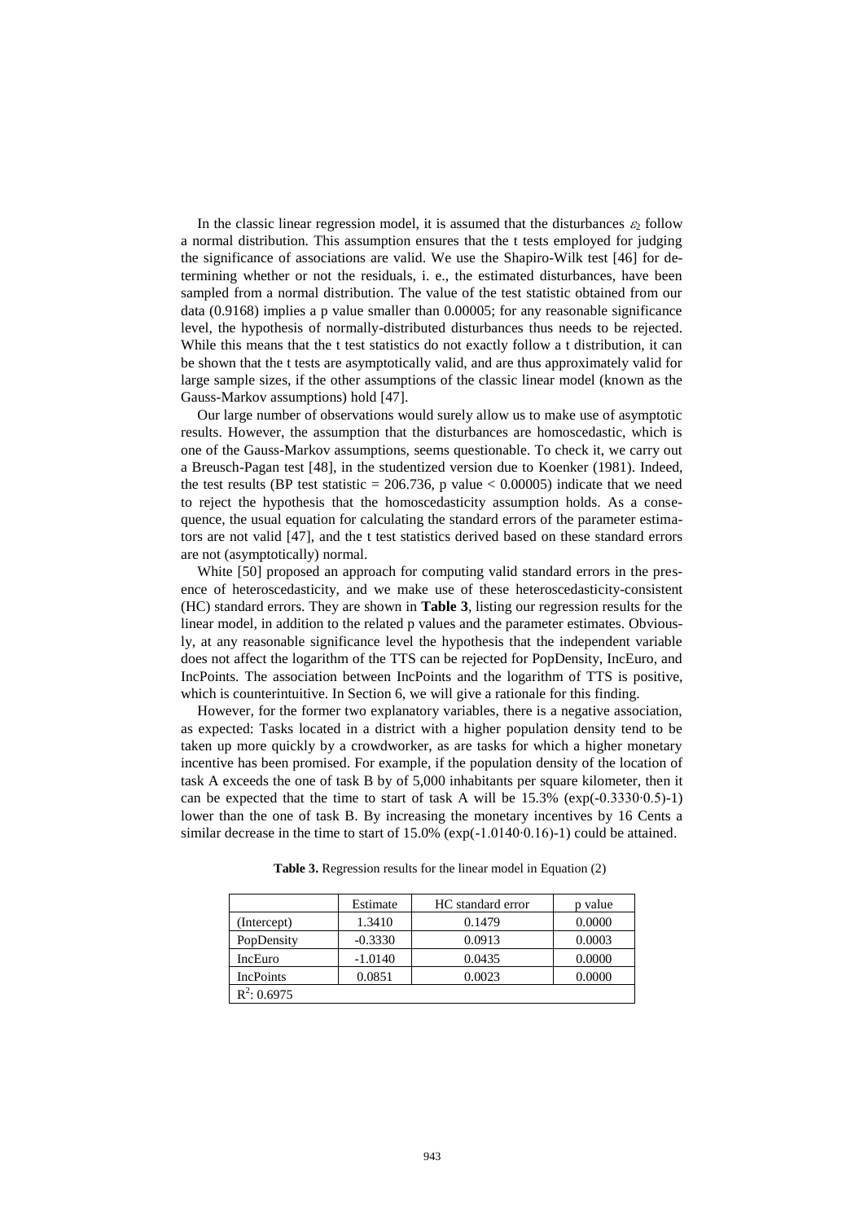In the classic linear regression model, it is assumed that the disturbances $\varepsilon_2$ follow a normal distribution. This assumption ensures that the t tests employed for judging the significance of associations are valid. We use the Shapiro-Wilk test [46] for determining whether or not the residuals, i. e., the estimated disturbances, have been sampled from a normal distribution. The value of the test statistic obtained from our data (0.9168) implies a p value smaller than 0.00005; for any reasonable significance level, the hypothesis of normally-distributed disturbances thus needs to be rejected. While this means that the t test statistics do not exactly follow a t distribution, it can be shown that the t tests are asymptotically valid, and are thus approximately valid for large sample sizes, if the other assumptions of the classic linear model (known as the Gauss-Markov assumptions) hold [47].

Our large number of observations would surely allow us to make use of asymptotic results. However, the assumption that the disturbances are homoscedastic, which is one of the Gauss-Markov assumptions, seems questionable. To check it, we carry out a Breusch-Pagan test [48], in the studentized version due to Koenker (1981). Indeed, the test results (BP test statistic = 206.736, p value $< 0.00005$) indicate that we need to reject the hypothesis that the homoscedasticity assumption holds. As a consequence, the usual equation for calculating the standard errors of the parameter estimators are not valid [47], and the t test statistics derived based on these standard errors are not (asymptotically) normal.

White [50] proposed an approach for computing valid standard errors in the presence of heteroscedasticity, and we make use of these heteroscedasticity-consistent (HC) standard errors. They are shown in **Table 3**, listing our regression results for the linear model, in addition to the related p values and the parameter estimates. Obviously, at any reasonable significance level the hypothesis that the independent variable does not affect the logarithm of the TTS can be rejected for PopDensity, IncEuro, and IncPoints. The association between IncPoints and the logarithm of TTS is positive, which is counterintuitive. In Section 6, we will give a rationale for this finding.

However, for the former two explanatory variables, there is a negative association, as expected: Tasks located in a district with a higher population density tend to be taken up more quickly by a crowdworker, as are tasks for which a higher monetary incentive has been promised. For example, if the population density of the location of task A exceeds the one of task B by of 5,000 inhabitants per square kilometer, then it can be expected that the time to start of task A will be 15.3% ($\exp(-0.3330 \cdot 0.5)-1$) lower than the one of task B. By increasing the monetary incentives by 16 Cents a similar decrease in the time to start of 15.0% ($\exp(-1.0140 \cdot 0.16)-1$) could be attained.

**Table 3.** Regression results for the linear model in Equation (2)

| | Estimate | HC standard error | p value |
|---|---|---|---|
| (Intercept) | 1.3410 | 0.1479 | 0.0000 |
| PopDensity | -0.3330 | 0.0913 | 0.0003 |
| IncEuro | -1.0140 | 0.0435 | 0.0000 |
| IncPoints | 0.0851 | 0.0023 | 0.0000 |
| $R^2$: 0.6975 | | | |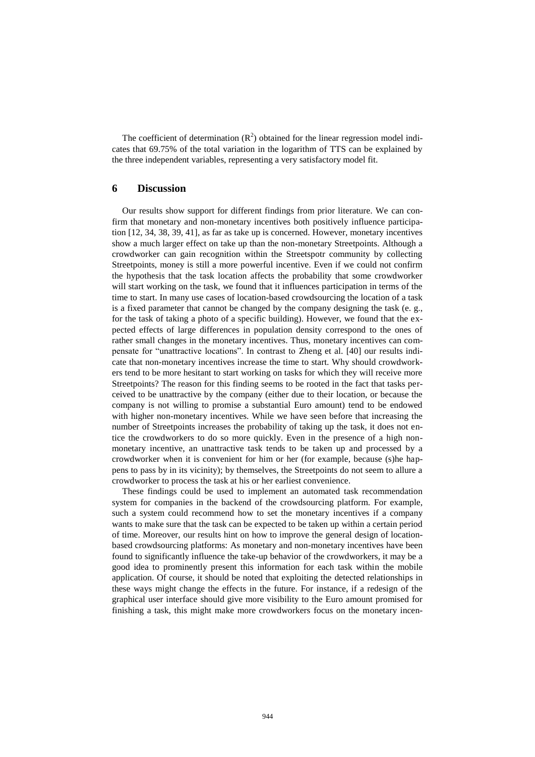The coefficient of determination ($R^2$) obtained for the linear regression model indicates that 69.75% of the total variation in the logarithm of TTS can be explained by the three independent variables, representing a very satisfactory model fit.

## 6 Discussion

Our results show support for different findings from prior literature. We can confirm that monetary and non-monetary incentives both positively influence participation [12, 34, 38, 39, 41], as far as take up is concerned. However, monetary incentives show a much larger effect on take up than the non-monetary Streetpoints. Although a crowdworker can gain recognition within the Streetspotr community by collecting Streetpoints, money is still a more powerful incentive. Even if we could not confirm the hypothesis that the task location affects the probability that some crowdworker will start working on the task, we found that it influences participation in terms of the time to start. In many use cases of location-based crowdsourcing the location of a task is a fixed parameter that cannot be changed by the company designing the task (e. g., for the task of taking a photo of a specific building). However, we found that the expected effects of large differences in population density correspond to the ones of rather small changes in the monetary incentives. Thus, monetary incentives can compensate for "unattractive locations". In contrast to Zheng et al. [40] our results indicate that non-monetary incentives increase the time to start. Why should crowdworkers tend to be more hesitant to start working on tasks for which they will receive more Streetpoints? The reason for this finding seems to be rooted in the fact that tasks perceived to be unattractive by the company (either due to their location, or because the company is not willing to promise a substantial Euro amount) tend to be endowed with higher non-monetary incentives. While we have seen before that increasing the number of Streetpoints increases the probability of taking up the task, it does not entice the crowdworkers to do so more quickly. Even in the presence of a high non-monetary incentive, an unattractive task tends to be taken up and processed by a crowdworker when it is convenient for him or her (for example, because (s)he happens to pass by in its vicinity); by themselves, the Streetpoints do not seem to allure a crowdworker to process the task at his or her earliest convenience.

These findings could be used to implement an automated task recommendation system for companies in the backend of the crowdsourcing platform. For example, such a system could recommend how to set the monetary incentives if a company wants to make sure that the task can be expected to be taken up within a certain period of time. Moreover, our results hint on how to improve the general design of location-based crowdsourcing platforms: As monetary and non-monetary incentives have been found to significantly influence the take-up behavior of the crowdworkers, it may be a good idea to prominently present this information for each task within the mobile application. Of course, it should be noted that exploiting the detected relationships in these ways might change the effects in the future. For instance, if a redesign of the graphical user interface should give more visibility to the Euro amount promised for finishing a task, this might make more crowdworkers focus on the monetary incen-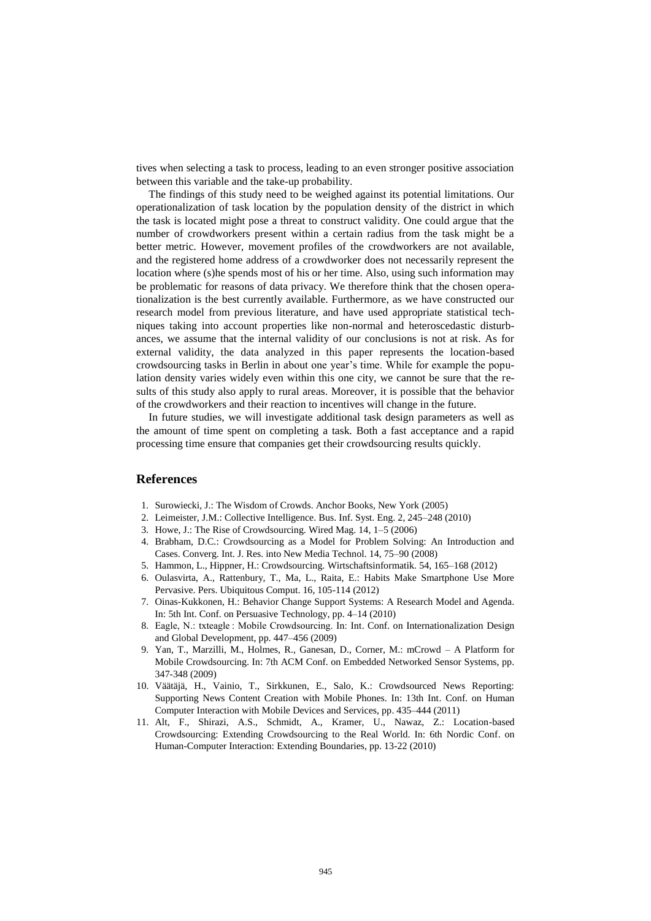tives when selecting a task to process, leading to an even stronger positive association between this variable and the take-up probability.

The findings of this study need to be weighed against its potential limitations. Our operationalization of task location by the population density of the district in which the task is located might pose a threat to construct validity. One could argue that the number of crowdworkers present within a certain radius from the task might be a better metric. However, movement profiles of the crowdworkers are not available, and the registered home address of a crowdworker does not necessarily represent the location where (s)he spends most of his or her time. Also, using such information may be problematic for reasons of data privacy. We therefore think that the chosen operationalization is the best currently available. Furthermore, as we have constructed our research model from previous literature, and have used appropriate statistical techniques taking into account properties like non-normal and heteroscedastic disturbances, we assume that the internal validity of our conclusions is not at risk. As for external validity, the data analyzed in this paper represents the location-based crowdsourcing tasks in Berlin in about one year's time. While for example the population density varies widely even within this one city, we cannot be sure that the results of this study also apply to rural areas. Moreover, it is possible that the behavior of the crowdworkers and their reaction to incentives will change in the future.

In future studies, we will investigate additional task design parameters as well as the amount of time spent on completing a task. Both a fast acceptance and a rapid processing time ensure that companies get their crowdsourcing results quickly.

## References

1. Surowiecki, J.: The Wisdom of Crowds. Anchor Books, New York (2005)
2. Leimeister, J.M.: Collective Intelligence. Bus. Inf. Syst. Eng. 2, 245–248 (2010)
3. Howe, J.: The Rise of Crowdsourcing. Wired Mag. 14, 1–5 (2006)
4. Brabham, D.C.: Crowdsourcing as a Model for Problem Solving: An Introduction and Cases. Converg. Int. J. Res. into New Media Technol. 14, 75–90 (2008)
5. Hammon, L., Hippner, H.: Crowdsourcing. Wirtschaftsinformatik. 54, 165–168 (2012)
6. Oulasvirta, A., Rattenbury, T., Ma, L., Raita, E.: Habits Make Smartphone Use More Pervasive. Pers. Ubiquitous Comput. 16, 105-114 (2012)
7. Oinas-Kukkonen, H.: Behavior Change Support Systems: A Research Model and Agenda. In: 5th Int. Conf. on Persuasive Technology, pp. 4–14 (2010)
8. Eagle, N.: txteagle : Mobile Crowdsourcing. In: Int. Conf. on Internationalization Design and Global Development, pp. 447–456 (2009)
9. Yan, T., Marzilli, M., Holmes, R., Ganesan, D., Corner, M.: mCrowd – A Platform for Mobile Crowdsourcing. In: 7th ACM Conf. on Embedded Networked Sensor Systems, pp. 347-348 (2009)
10. Väätäjä, H., Vainio, T., Sirkkunen, E., Salo, K.: Crowdsourced News Reporting: Supporting News Content Creation with Mobile Phones. In: 13th Int. Conf. on Human Computer Interaction with Mobile Devices and Services, pp. 435–444 (2011)
11. Alt, F., Shirazi, A.S., Schmidt, A., Kramer, U., Nawaz, Z.: Location-based Crowdsourcing: Extending Crowdsourcing to the Real World. In: 6th Nordic Conf. on Human-Computer Interaction: Extending Boundaries, pp. 13-22 (2010)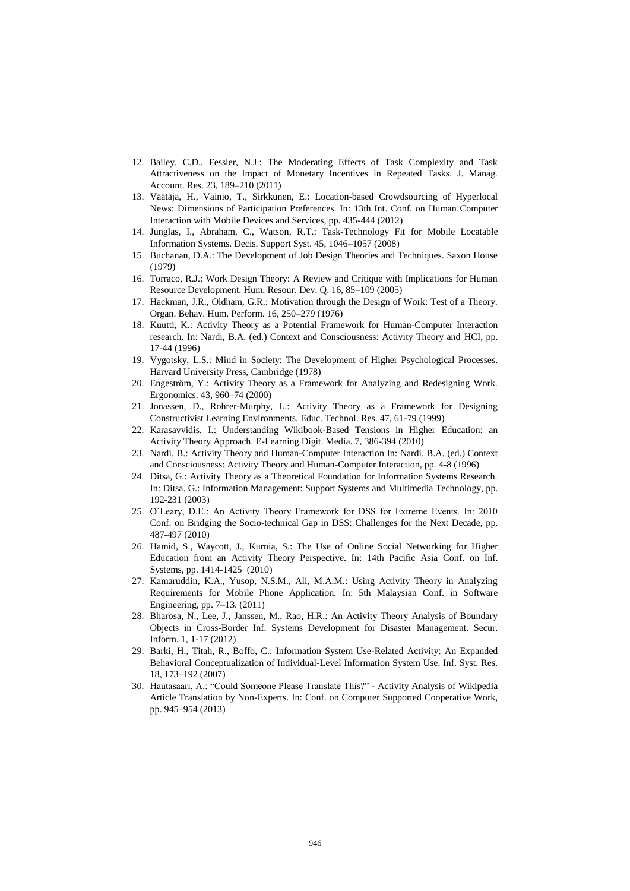12. Bailey, C.D., Fessler, N.J.: The Moderating Effects of Task Complexity and Task Attractiveness on the Impact of Monetary Incentives in Repeated Tasks. J. Manag. Account. Res. 23, 189–210 (2011)
13. Väätäjä, H., Vainio, T., Sirkkunen, E.: Location-based Crowdsourcing of Hyperlocal News: Dimensions of Participation Preferences. In: 13th Int. Conf. on Human Computer Interaction with Mobile Devices and Services, pp. 435-444 (2012)
14. Junglas, I., Abraham, C., Watson, R.T.: Task-Technology Fit for Mobile Locatable Information Systems. Decis. Support Syst. 45, 1046–1057 (2008)
15. Buchanan, D.A.: The Development of Job Design Theories and Techniques. Saxon House (1979)
16. Torraco, R.J.: Work Design Theory: A Review and Critique with Implications for Human Resource Development. Hum. Resour. Dev. Q. 16, 85–109 (2005)
17. Hackman, J.R., Oldham, G.R.: Motivation through the Design of Work: Test of a Theory. Organ. Behav. Hum. Perform. 16, 250–279 (1976)
18. Kuutti, K.: Activity Theory as a Potential Framework for Human-Computer Interaction research. In: Nardi, B.A. (ed.) Context and Consciousness: Activity Theory and HCI, pp. 17-44 (1996)
19. Vygotsky, L.S.: Mind in Society: The Development of Higher Psychological Processes. Harvard University Press, Cambridge (1978)
20. Engeström, Y.: Activity Theory as a Framework for Analyzing and Redesigning Work. Ergonomics. 43, 960–74 (2000)
21. Jonassen, D., Rohrer-Murphy, L.: Activity Theory as a Framework for Designing Constructivist Learning Environments. Educ. Technol. Res. 47, 61-79 (1999)
22. Karasavvidis, I.: Understanding Wikibook-Based Tensions in Higher Education: an Activity Theory Approach. E-Learning Digit. Media. 7, 386-394 (2010)
23. Nardi, B.: Activity Theory and Human-Computer Interaction In: Nardi, B.A. (ed.) Context and Consciousness: Activity Theory and Human-Computer Interaction, pp. 4-8 (1996)
24. Ditsa, G.: Activity Theory as a Theoretical Foundation for Information Systems Research. In: Ditsa. G.: Information Management: Support Systems and Multimedia Technology, pp. 192-231 (2003)
25. O'Leary, D.E.: An Activity Theory Framework for DSS for Extreme Events. In: 2010 Conf. on Bridging the Socio-technical Gap in DSS: Challenges for the Next Decade, pp. 487-497 (2010)
26. Hamid, S., Waycott, J., Kurnia, S.: The Use of Online Social Networking for Higher Education from an Activity Theory Perspective. In: 14th Pacific Asia Conf. on Inf. Systems, pp. 1414-1425 (2010)
27. Kamaruddin, K.A., Yusop, N.S.M., Ali, M.A.M.: Using Activity Theory in Analyzing Requirements for Mobile Phone Application. In: 5th Malaysian Conf. in Software Engineering, pp. 7–13. (2011)
28. Bharosa, N., Lee, J., Janssen, M., Rao, H.R.: An Activity Theory Analysis of Boundary Objects in Cross-Border Inf. Systems Development for Disaster Management. Secur. Inform. 1, 1-17 (2012)
29. Barki, H., Titah, R., Boffo, C.: Information System Use-Related Activity: An Expanded Behavioral Conceptualization of Individual-Level Information System Use. Inf. Syst. Res. 18, 173–192 (2007)
30. Hautasaari, A.: "Could Someone Please Translate This?" - Activity Analysis of Wikipedia Article Translation by Non-Experts. In: Conf. on Computer Supported Cooperative Work, pp. 945–954 (2013)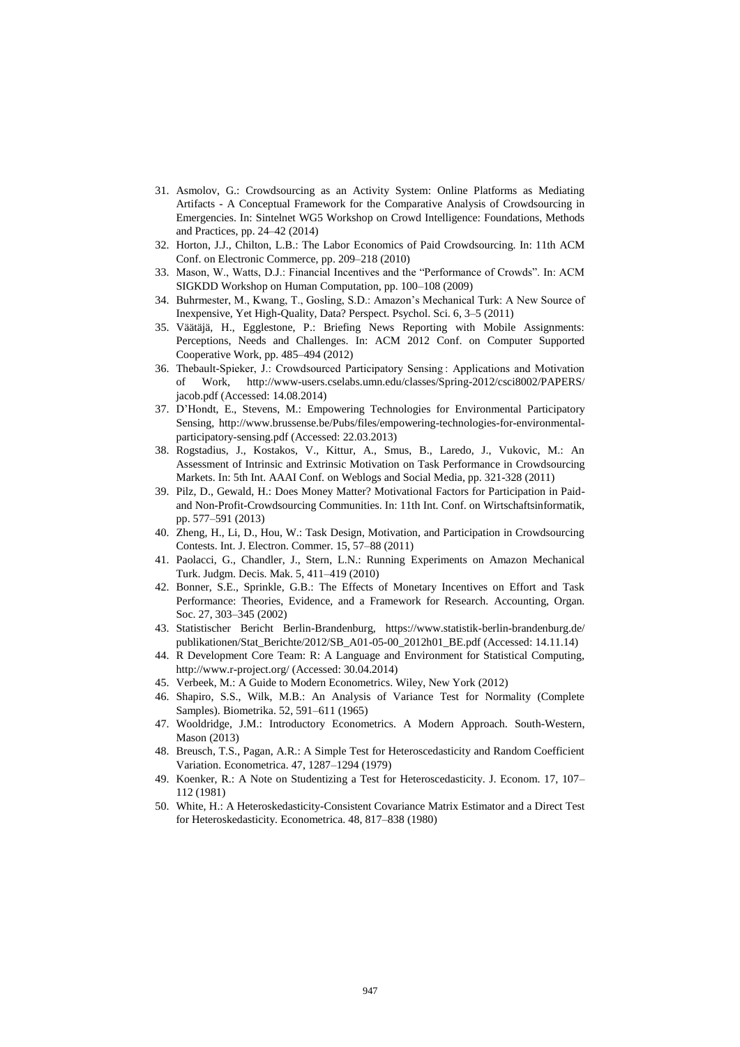31. Asmolov, G.: Crowdsourcing as an Activity System: Online Platforms as Mediating Artifacts - A Conceptual Framework for the Comparative Analysis of Crowdsourcing in Emergencies. In: Sintelnet WG5 Workshop on Crowd Intelligence: Foundations, Methods and Practices, pp. 24–42 (2014)
32. Horton, J.J., Chilton, L.B.: The Labor Economics of Paid Crowdsourcing. In: 11th ACM Conf. on Electronic Commerce, pp. 209–218 (2010)
33. Mason, W., Watts, D.J.: Financial Incentives and the "Performance of Crowds". In: ACM SIGKDD Workshop on Human Computation, pp. 100–108 (2009)
34. Buhrmester, M., Kwang, T., Gosling, S.D.: Amazon's Mechanical Turk: A New Source of Inexpensive, Yet High-Quality, Data? Perspect. Psychol. Sci. 6, 3–5 (2011)
35. Väätäjä, H., Egglestone, P.: Briefing News Reporting with Mobile Assignments: Perceptions, Needs and Challenges. In: ACM 2012 Conf. on Computer Supported Cooperative Work, pp. 485–494 (2012)
36. Thebault-Spieker, J.: Crowdsourced Participatory Sensing : Applications and Motivation of Work, http://www-users.cselabs.umn.edu/classes/Spring-2012/csci8002/PAPERS/jacob.pdf (Accessed: 14.08.2014)
37. D'Hondt, E., Stevens, M.: Empowering Technologies for Environmental Participatory Sensing, http://www.brussense.be/Pubs/files/empowering-technologies-for-environmental-participatory-sensing.pdf (Accessed: 22.03.2013)
38. Rogstadius, J., Kostakos, V., Kittur, A., Smus, B., Laredo, J., Vukovic, M.: An Assessment of Intrinsic and Extrinsic Motivation on Task Performance in Crowdsourcing Markets. In: 5th Int. AAAI Conf. on Weblogs and Social Media, pp. 321-328 (2011)
39. Pilz, D., Gewald, H.: Does Money Matter? Motivational Factors for Participation in Paid- and Non-Profit-Crowdsourcing Communities. In: 11th Int. Conf. on Wirtschaftsinformatik, pp. 577–591 (2013)
40. Zheng, H., Li, D., Hou, W.: Task Design, Motivation, and Participation in Crowdsourcing Contests. Int. J. Electron. Commer. 15, 57–88 (2011)
41. Paolacci, G., Chandler, J., Stern, L.N.: Running Experiments on Amazon Mechanical Turk. Judgm. Decis. Mak. 5, 411–419 (2010)
42. Bonner, S.E., Sprinkle, G.B.: The Effects of Monetary Incentives on Effort and Task Performance: Theories, Evidence, and a Framework for Research. Accounting, Organ. Soc. 27, 303–345 (2002)
43. Statistischer Bericht Berlin-Brandenburg, https://www.statistik-berlin-brandenburg.de/publikationen/Stat_Berichte/2012/SB_A01-05-00_2012h01_BE.pdf (Accessed: 14.11.14)
44. R Development Core Team: R: A Language and Environment for Statistical Computing, http://www.r-project.org/ (Accessed: 30.04.2014)
45. Verbeek, M.: A Guide to Modern Econometrics. Wiley, New York (2012)
46. Shapiro, S.S., Wilk, M.B.: An Analysis of Variance Test for Normality (Complete Samples). Biometrika. 52, 591–611 (1965)
47. Wooldridge, J.M.: Introductory Econometrics. A Modern Approach. South-Western, Mason (2013)
48. Breusch, T.S., Pagan, A.R.: A Simple Test for Heteroscedasticity and Random Coefficient Variation. Econometrica. 47, 1287–1294 (1979)
49. Koenker, R.: A Note on Studentizing a Test for Heteroscedasticity. J. Econom. 17, 107–112 (1981)
50. White, H.: A Heteroskedasticity-Consistent Covariance Matrix Estimator and a Direct Test for Heteroskedasticity. Econometrica. 48, 817–838 (1980)